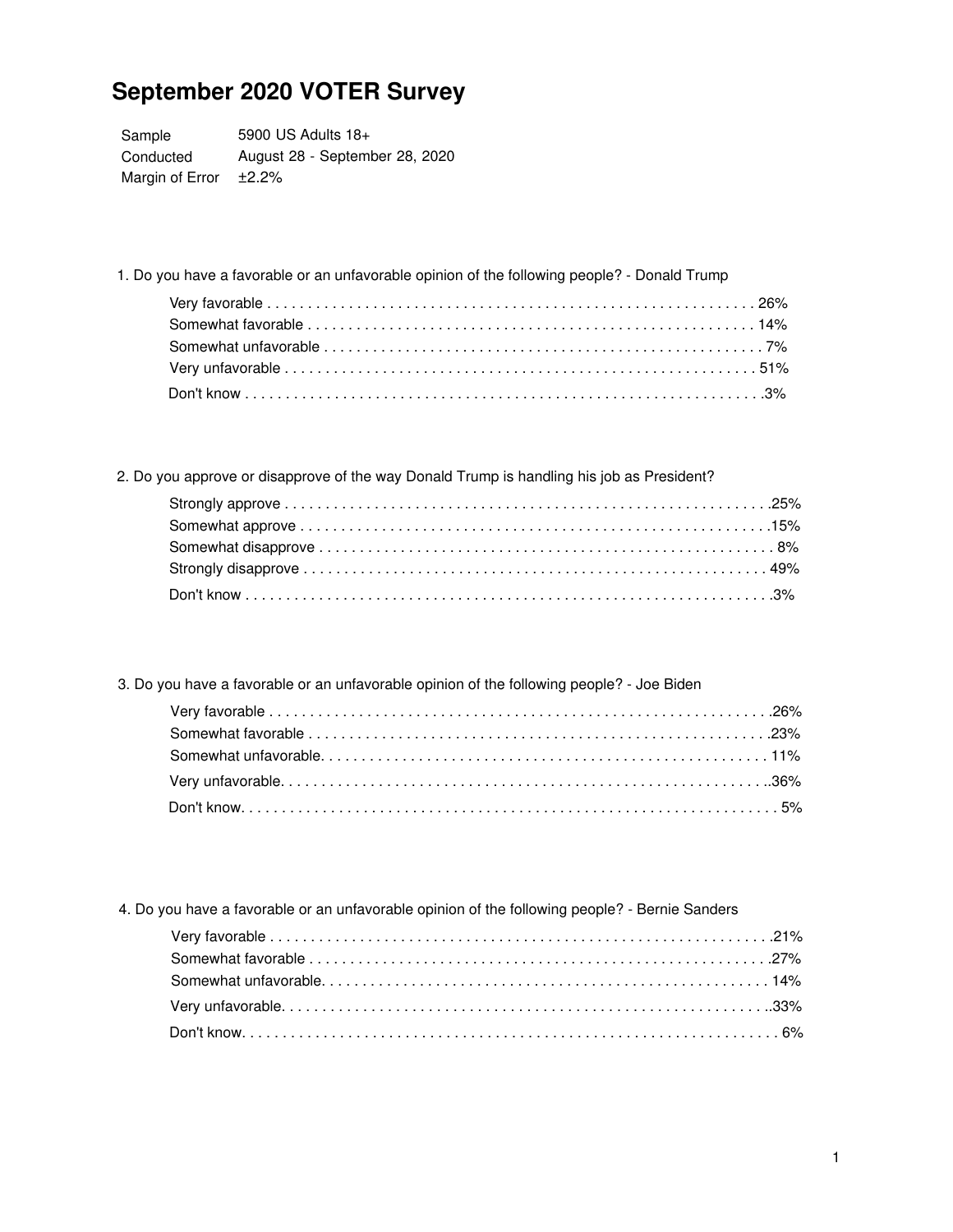# September 2020 VOTER Survey

| | |
|---|---|
| Sample | 5900 US Adults 18+ |
| Conducted | August 28 - September 28, 2020 |
| Margin of Error | ±2.2% |

1. Do you have a favorable or an unfavorable opinion of the following people? - Donald Trump

| | |
|---|---|
| Very favorable | 26% |
| Somewhat favorable | 14% |
| Somewhat unfavorable | 7% |
| Very unfavorable | 51% |
| Don't know | 3% |

2. Do you approve or disapprove of the way Donald Trump is handling his job as President?

| | |
|---|---|
| Strongly approve | 25% |
| Somewhat approve | 15% |
| Somewhat disapprove | 8% |
| Strongly disapprove | 49% |
| Don't know | 3% |

3. Do you have a favorable or an unfavorable opinion of the following people? - Joe Biden

| | |
|---|---|
| Very favorable | 26% |
| Somewhat favorable | 23% |
| Somewhat unfavorable | 11% |
| Very unfavorable | 36% |
| Don't know | 5% |

4. Do you have a favorable or an unfavorable opinion of the following people? - Bernie Sanders

| | |
|---|---|
| Very favorable | 21% |
| Somewhat favorable | 27% |
| Somewhat unfavorable | 14% |
| Very unfavorable | 33% |
| Don't know | 6% |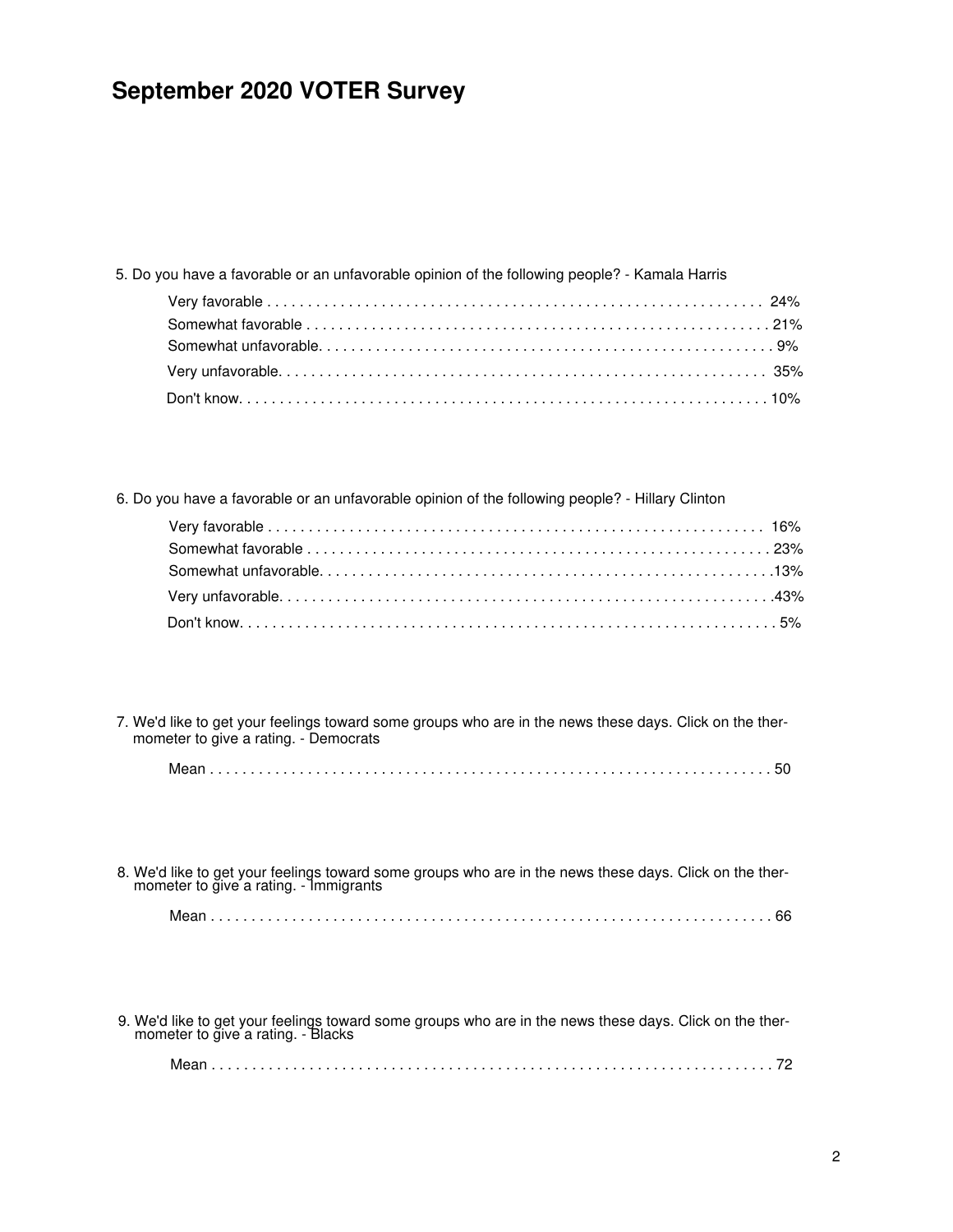# September 2020 VOTER Survey

5. Do you have a favorable or an unfavorable opinion of the following people? - Kamala Harris

| | |
|---|---|
| Very favorable | 24% |
| Somewhat favorable | 21% |
| Somewhat unfavorable | 9% |
| Very unfavorable | 35% |
| Don't know | 10% |

6. Do you have a favorable or an unfavorable opinion of the following people? - Hillary Clinton

| | |
|---|---|
| Very favorable | 16% |
| Somewhat favorable | 23% |
| Somewhat unfavorable | 13% |
| Very unfavorable | 43% |
| Don't know | 5% |

7. We'd like to get your feelings toward some groups who are in the news these days. Click on the thermometer to give a rating. - Democrats

| | |
|---|---|
| Mean | 50 |

8. We'd like to get your feelings toward some groups who are in the news these days. Click on the thermometer to give a rating. - Immigrants

| | |
|---|---|
| Mean | 66 |

9. We'd like to get your feelings toward some groups who are in the news these days. Click on the thermometer to give a rating. - Blacks

| | |
|---|---|
| Mean | 72 |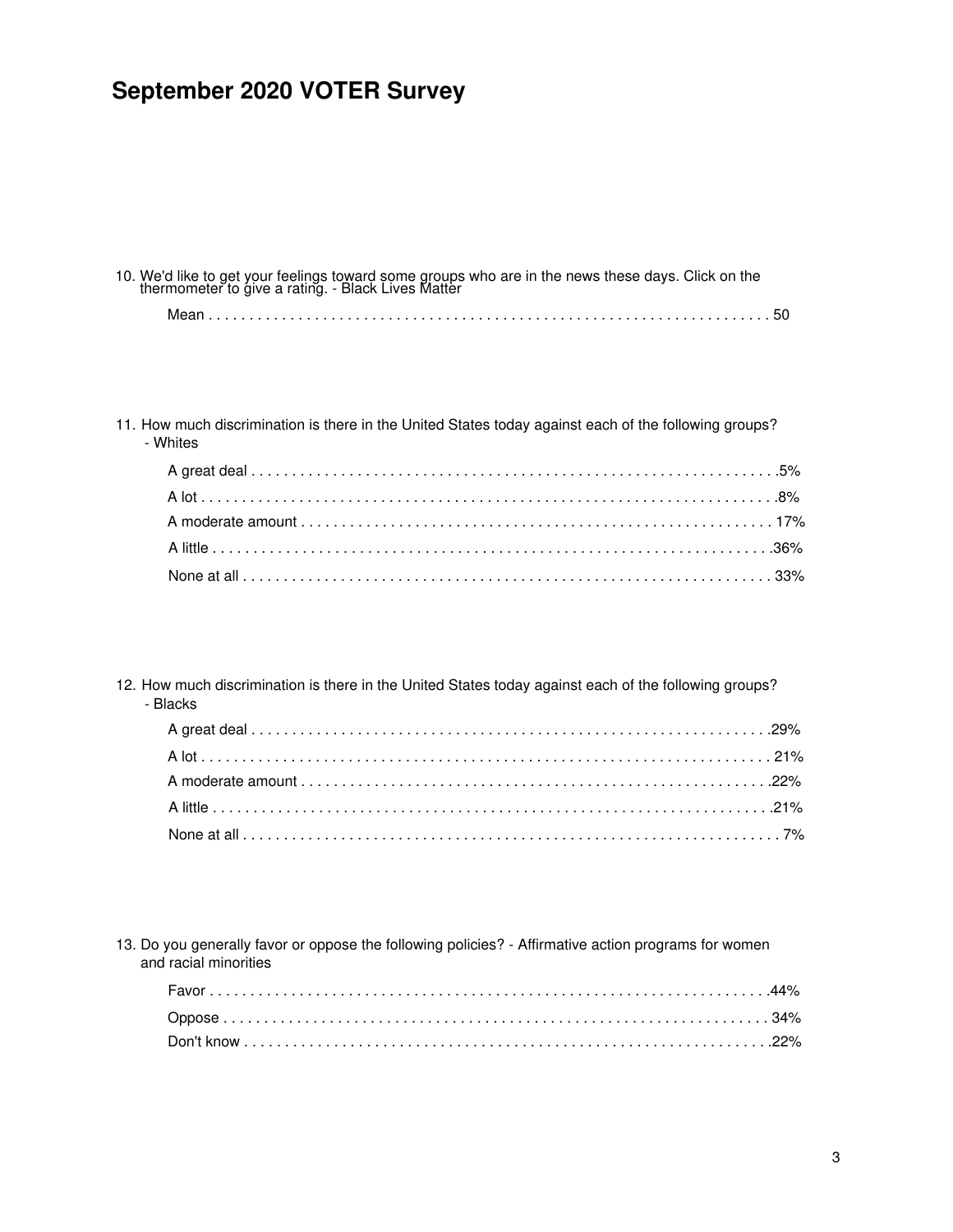# September 2020 VOTER Survey

10. We'd like to get your feelings toward some groups who are in the news these days. Click on the thermometer to give a rating. - Black Lives Matter

| | |
|---|---|
| Mean | 50 |

11. How much discrimination is there in the United States today against each of the following groups? - Whites

| | |
|---|---|
| A great deal | 5% |
| A lot | 8% |
| A moderate amount | 17% |
| A little | 36% |
| None at all | 33% |

12. How much discrimination is there in the United States today against each of the following groups? - Blacks

| | |
|---|---|
| A great deal | 29% |
| A lot | 21% |
| A moderate amount | 22% |
| A little | 21% |
| None at all | 7% |

13. Do you generally favor or oppose the following policies? - Affirmative action programs for women and racial minorities

| | |
|---|---|
| Favor | 44% |
| Oppose | 34% |
| Don't know | 22% |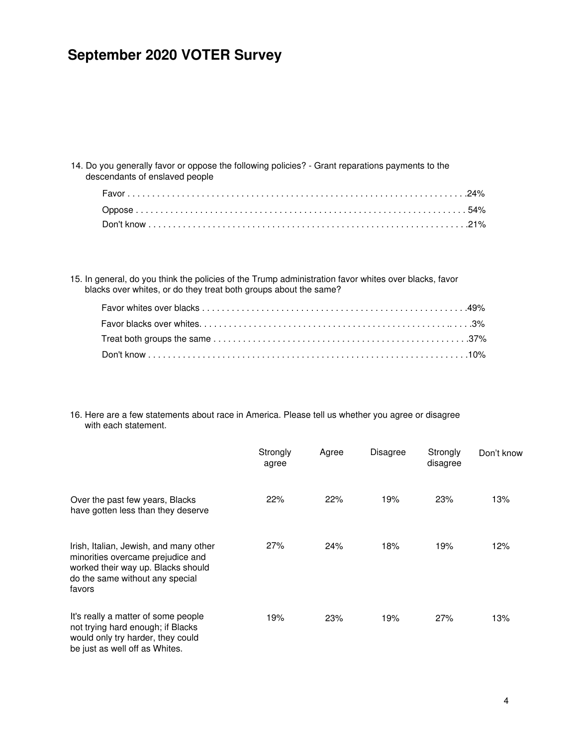# September 2020 VOTER Survey

14. Do you generally favor or oppose the following policies? - Grant reparations payments to the descendants of enslaved people

| | |
|---|---|
| Favor | 24% |
| Oppose | 54% |
| Don't know | 21% |

15. In general, do you think the policies of the Trump administration favor whites over blacks, favor blacks over whites, or do they treat both groups about the same?

| | |
|---|---|
| Favor whites over blacks | 49% |
| Favor blacks over whites | 3% |
| Treat both groups the same | 37% |
| Don't know | 10% |

16. Here are a few statements about race in America. Please tell us whether you agree or disagree with each statement.

| | Strongly agree | Agree | Disagree | Strongly disagree | Don't know |
|---|---|---|---|---|---|
| Over the past few years, Blacks have gotten less than they deserve | 22% | 22% | 19% | 23% | 13% |
| Irish, Italian, Jewish, and many other minorities overcame prejudice and worked their way up. Blacks should do the same without any special favors | 27% | 24% | 18% | 19% | 12% |
| It's really a matter of some people not trying hard enough; if Blacks would only try harder, they could be just as well off as Whites. | 19% | 23% | 19% | 27% | 13% |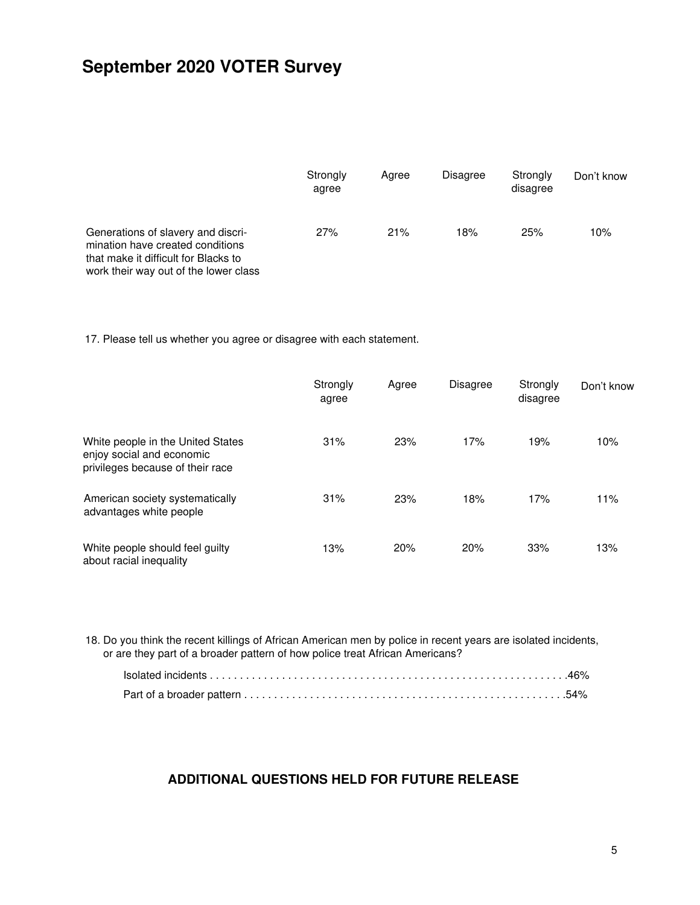# September 2020 VOTER Survey

| | Strongly agree | Agree | Disagree | Strongly disagree | Don't know |
|---|---|---|---|---|---|
| Generations of slavery and discrimination have created conditions that make it difficult for Blacks to work their way out of the lower class | 27% | 21% | 18% | 25% | 10% |

17. Please tell us whether you agree or disagree with each statement.

| | Strongly agree | Agree | Disagree | Strongly disagree | Don't know |
|---|---|---|---|---|---|
| White people in the United States enjoy social and economic privileges because of their race | 31% | 23% | 17% | 19% | 10% |
| American society systematically advantages white people | 31% | 23% | 18% | 17% | 11% |
| White people should feel guilty about racial inequality | 13% | 20% | 20% | 33% | 13% |

18. Do you think the recent killings of African American men by police in recent years are isolated incidents, or are they part of a broader pattern of how police treat African Americans?

- Isolated incidents . . . . . . . . . . . . . . . . . . . . . . . . . . . . . . . . . . . . . . . . . . . . . . . . . . . . . . . . . . .46%
- Part of a broader pattern . . . . . . . . . . . . . . . . . . . . . . . . . . . . . . . . . . . . . . . . . . . . . . . . . . . . .54%

## ADDITIONAL QUESTIONS HELD FOR FUTURE RELEASE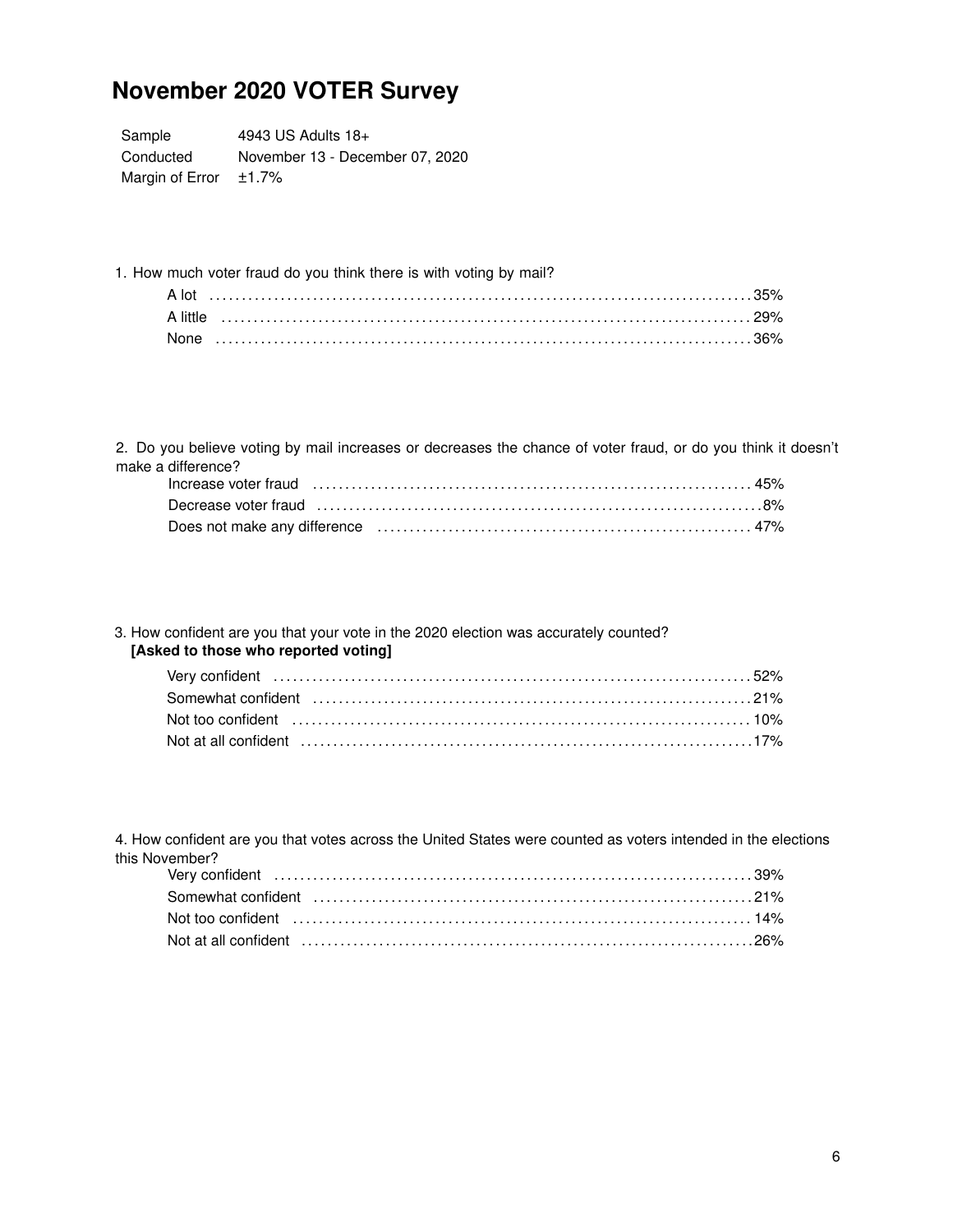# November 2020 VOTER Survey

| | |
|---|---|
| Sample | 4943 US Adults 18+ |
| Conducted | November 13 - December 07, 2020 |
| Margin of Error | ±1.7% |

1. How much voter fraud do you think there is with voting by mail?

| | |
|---|---|
| A lot | 35% |
| A little | 29% |
| None | 36% |

2. Do you believe voting by mail increases or decreases the chance of voter fraud, or do you think it doesn't make a difference?

| | |
|---|---|
| Increase voter fraud | 45% |
| Decrease voter fraud | 8% |
| Does not make any difference | 47% |

3. How confident are you that your vote in the 2020 election was accurately counted?
**[Asked to those who reported voting]**

| | |
|---|---|
| Very confident | 52% |
| Somewhat confident | 21% |
| Not too confident | 10% |
| Not at all confident | 17% |

4. How confident are you that votes across the United States were counted as voters intended in the elections this November?

| | |
|---|---|
| Very confident | 39% |
| Somewhat confident | 21% |
| Not too confident | 14% |
| Not at all confident | 26% |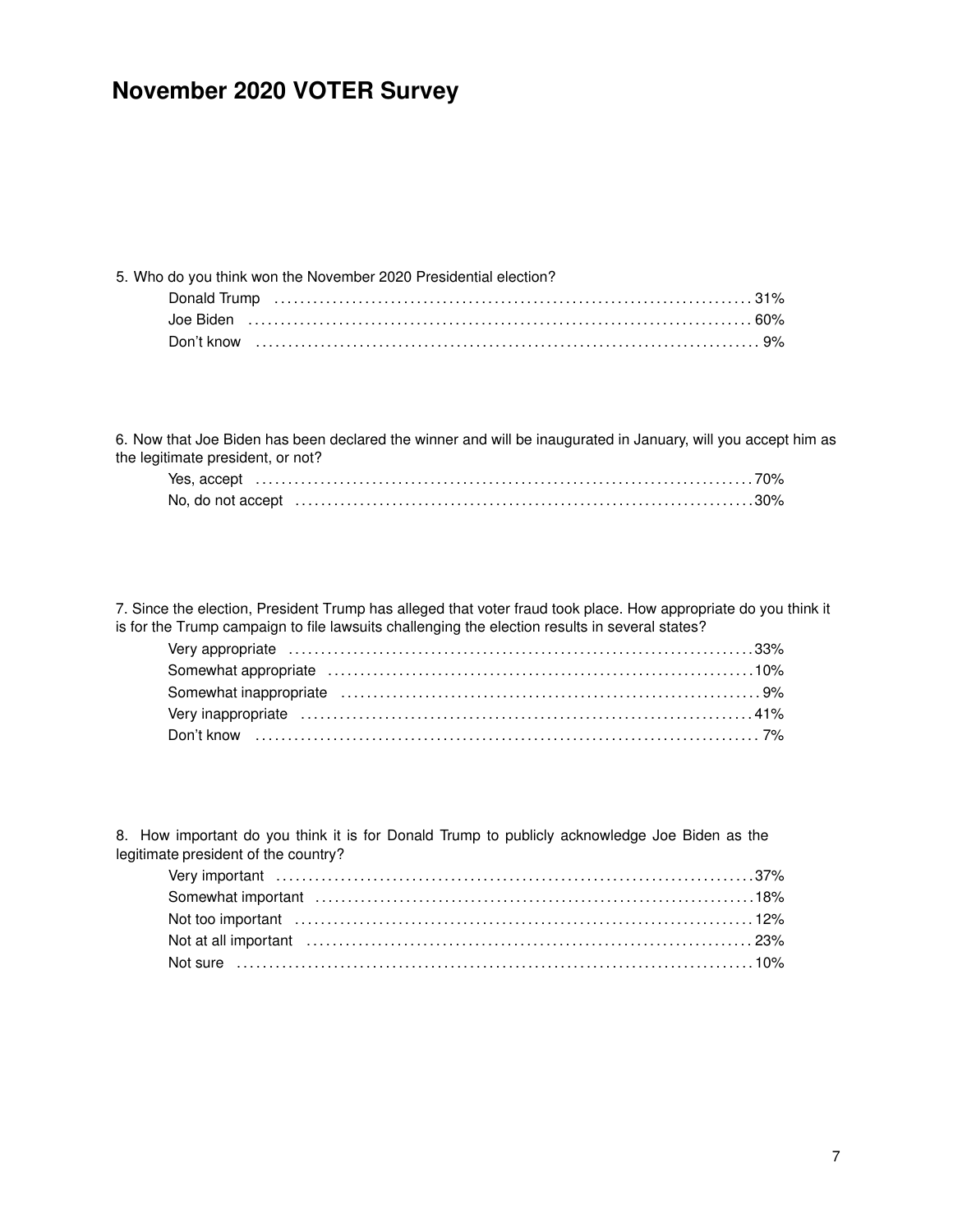# November 2020 VOTER Survey

5. Who do you think won the November 2020 Presidential election?

| | |
|---|---|
| Donald Trump | 31% |
| Joe Biden | 60% |
| Don't know | 9% |

6. Now that Joe Biden has been declared the winner and will be inaugurated in January, will you accept him as the legitimate president, or not?

| | |
|---|---|
| Yes, accept | 70% |
| No, do not accept | 30% |

7. Since the election, President Trump has alleged that voter fraud took place. How appropriate do you think it is for the Trump campaign to file lawsuits challenging the election results in several states?

| | |
|---|---|
| Very appropriate | 33% |
| Somewhat appropriate | 10% |
| Somewhat inappropriate | 9% |
| Very inappropriate | 41% |
| Don't know | 7% |

8. How important do you think it is for Donald Trump to publicly acknowledge Joe Biden as the legitimate president of the country?

| | |
|---|---|
| Very important | 37% |
| Somewhat important | 18% |
| Not too important | 12% |
| Not at all important | 23% |
| Not sure | 10% |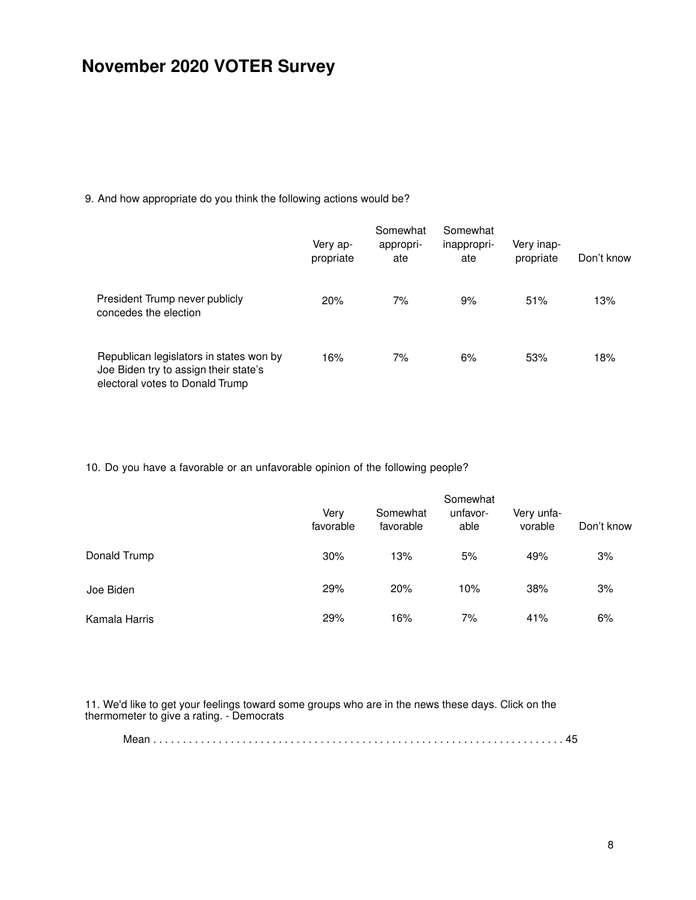# November 2020 VOTER Survey

9. And how appropriate do you think the following actions would be?

| | Very appropriate | Somewhat appropriate | Somewhat inappropriate | Very inappropriate | Don't know |
|---|---|---|---|---|---|
| President Trump never publicly concedes the election | 20% | 7% | 9% | 51% | 13% |
| Republican legislators in states won by Joe Biden try to assign their state's electoral votes to Donald Trump | 16% | 7% | 6% | 53% | 18% |

10. Do you have a favorable or an unfavorable opinion of the following people?

| | Very favorable | Somewhat favorable | Somewhat unfavorable | Very unfavorable | Don't know |
|---|---|---|---|---|---|
| Donald Trump | 30% | 13% | 5% | 49% | 3% |
| Joe Biden | 29% | 20% | 10% | 38% | 3% |
| Kamala Harris | 29% | 16% | 7% | 41% | 6% |

11. We'd like to get your feelings toward some groups who are in the news these days. Click on the thermometer to give a rating. - Democrats

Mean . . . . . . . . . . . . . . . . . . . . . . . . . . . . . . . . . . . . . . . . . . . . . . . . . . . . . . . . . . . . . . . . . . 45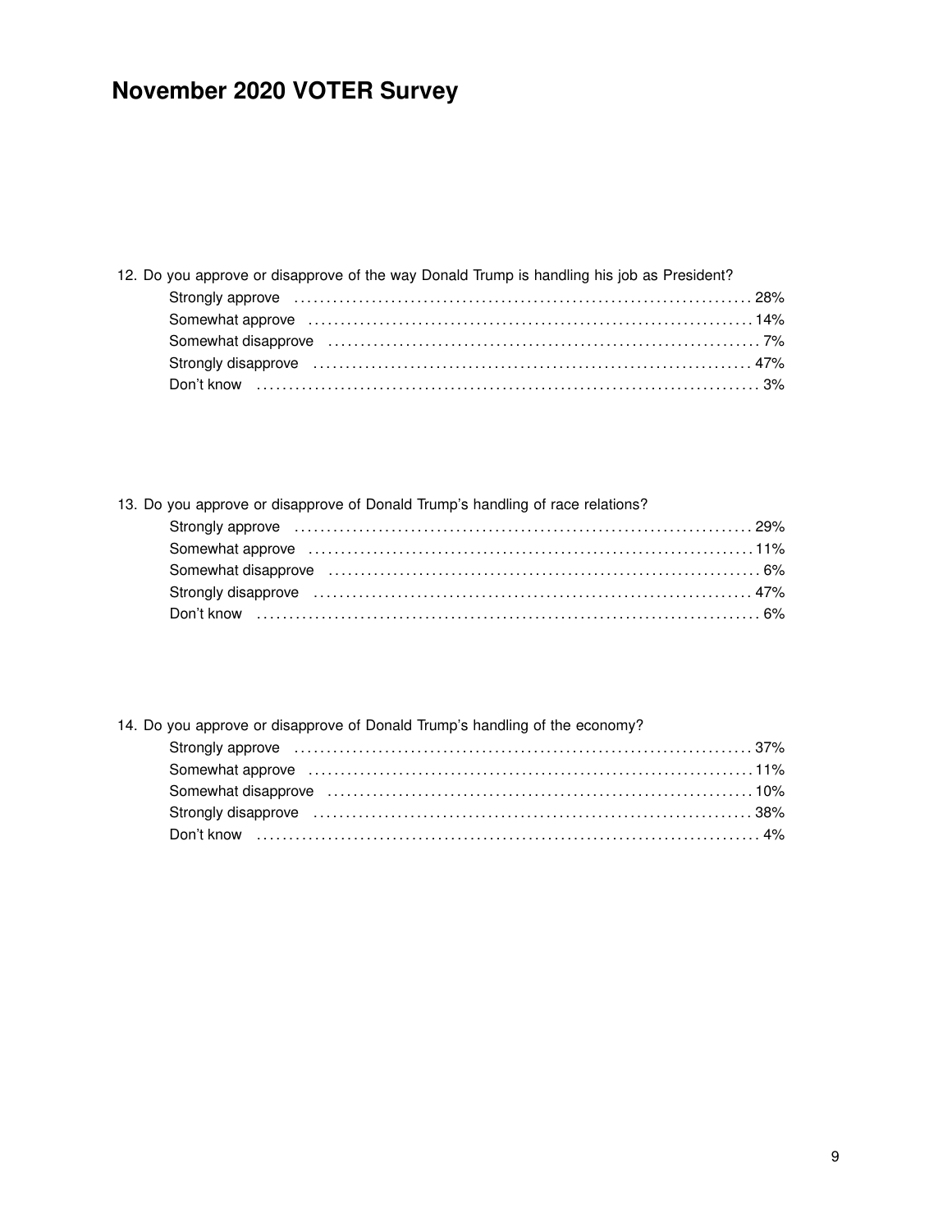# November 2020 VOTER Survey

12. Do you approve or disapprove of the way Donald Trump is handling his job as President?

| | |
|---|---|
| Strongly approve | 28% |
| Somewhat approve | 14% |
| Somewhat disapprove | 7% |
| Strongly disapprove | 47% |
| Don't know | 3% |

13. Do you approve or disapprove of Donald Trump's handling of race relations?

| | |
|---|---|
| Strongly approve | 29% |
| Somewhat approve | 11% |
| Somewhat disapprove | 6% |
| Strongly disapprove | 47% |
| Don't know | 6% |

14. Do you approve or disapprove of Donald Trump's handling of the economy?

| | |
|---|---|
| Strongly approve | 37% |
| Somewhat approve | 11% |
| Somewhat disapprove | 10% |
| Strongly disapprove | 38% |
| Don't know | 4% |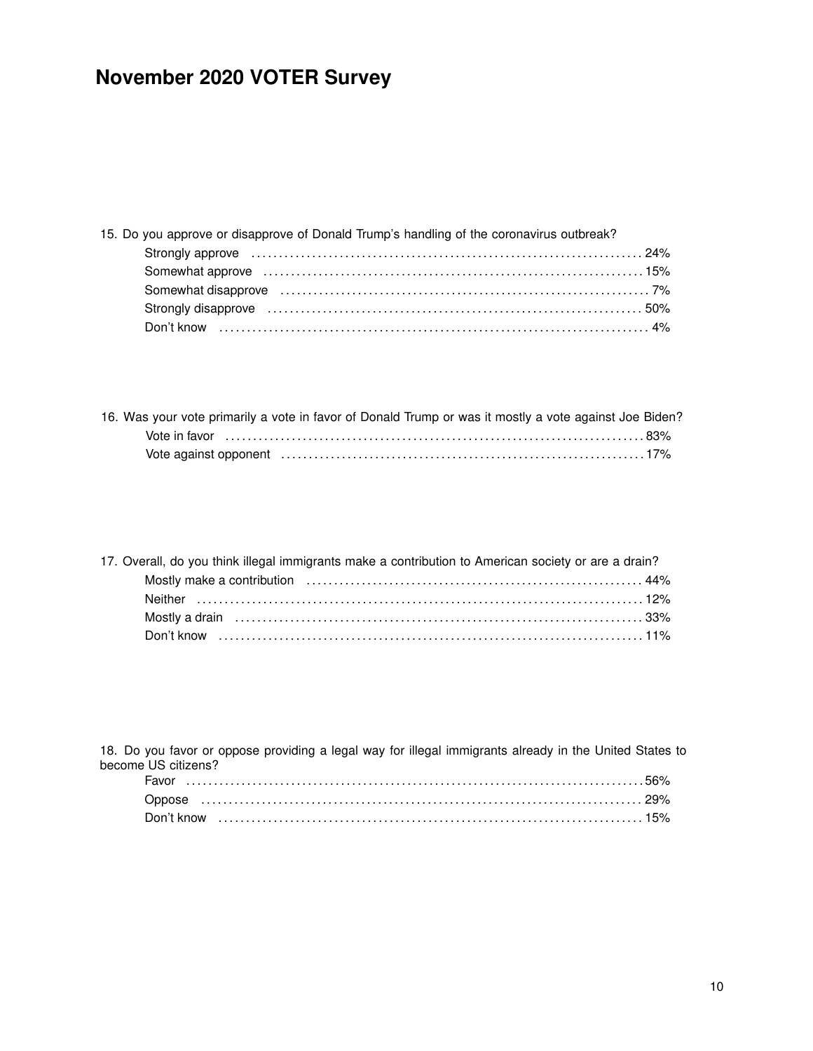# November 2020 VOTER Survey

15. Do you approve or disapprove of Donald Trump's handling of the coronavirus outbreak?

| | |
|---|---|
| Strongly approve | 24% |
| Somewhat approve | 15% |
| Somewhat disapprove | 7% |
| Strongly disapprove | 50% |
| Don't know | 4% |

16. Was your vote primarily a vote in favor of Donald Trump or was it mostly a vote against Joe Biden?

| | |
|---|---|
| Vote in favor | 83% |
| Vote against opponent | 17% |

17. Overall, do you think illegal immigrants make a contribution to American society or are a drain?

| | |
|---|---|
| Mostly make a contribution | 44% |
| Neither | 12% |
| Mostly a drain | 33% |
| Don't know | 11% |

18. Do you favor or oppose providing a legal way for illegal immigrants already in the United States to become US citizens?

| | |
|---|---|
| Favor | 56% |
| Oppose | 29% |
| Don't know | 15% |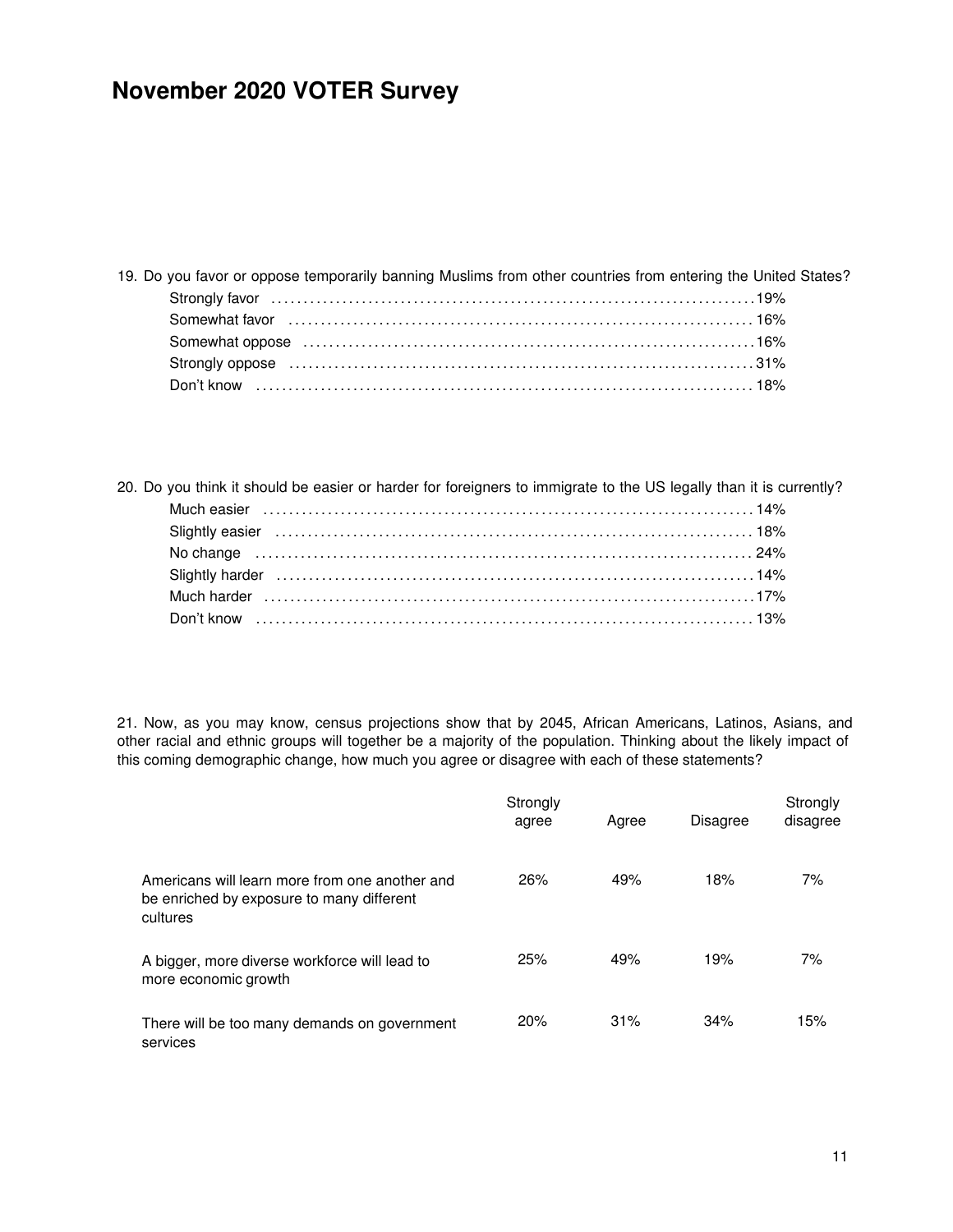# November 2020 VOTER Survey

19. Do you favor or oppose temporarily banning Muslims from other countries from entering the United States?

| | |
|---|---|
| Strongly favor | 19% |
| Somewhat favor | 16% |
| Somewhat oppose | 16% |
| Strongly oppose | 31% |
| Don't know | 18% |

20. Do you think it should be easier or harder for foreigners to immigrate to the US legally than it is currently?

| | |
|---|---|
| Much easier | 14% |
| Slightly easier | 18% |
| No change | 24% |
| Slightly harder | 14% |
| Much harder | 17% |
| Don't know | 13% |

21. Now, as you may know, census projections show that by 2045, African Americans, Latinos, Asians, and other racial and ethnic groups will together be a majority of the population. Thinking about the likely impact of this coming demographic change, how much you agree or disagree with each of these statements?

| | Strongly agree | Agree | Disagree | Strongly disagree |
|---|---|---|---|---|
| Americans will learn more from one another and be enriched by exposure to many different cultures | 26% | 49% | 18% | 7% |
| A bigger, more diverse workforce will lead to more economic growth | 25% | 49% | 19% | 7% |
| There will be too many demands on government services | 20% | 31% | 34% | 15% |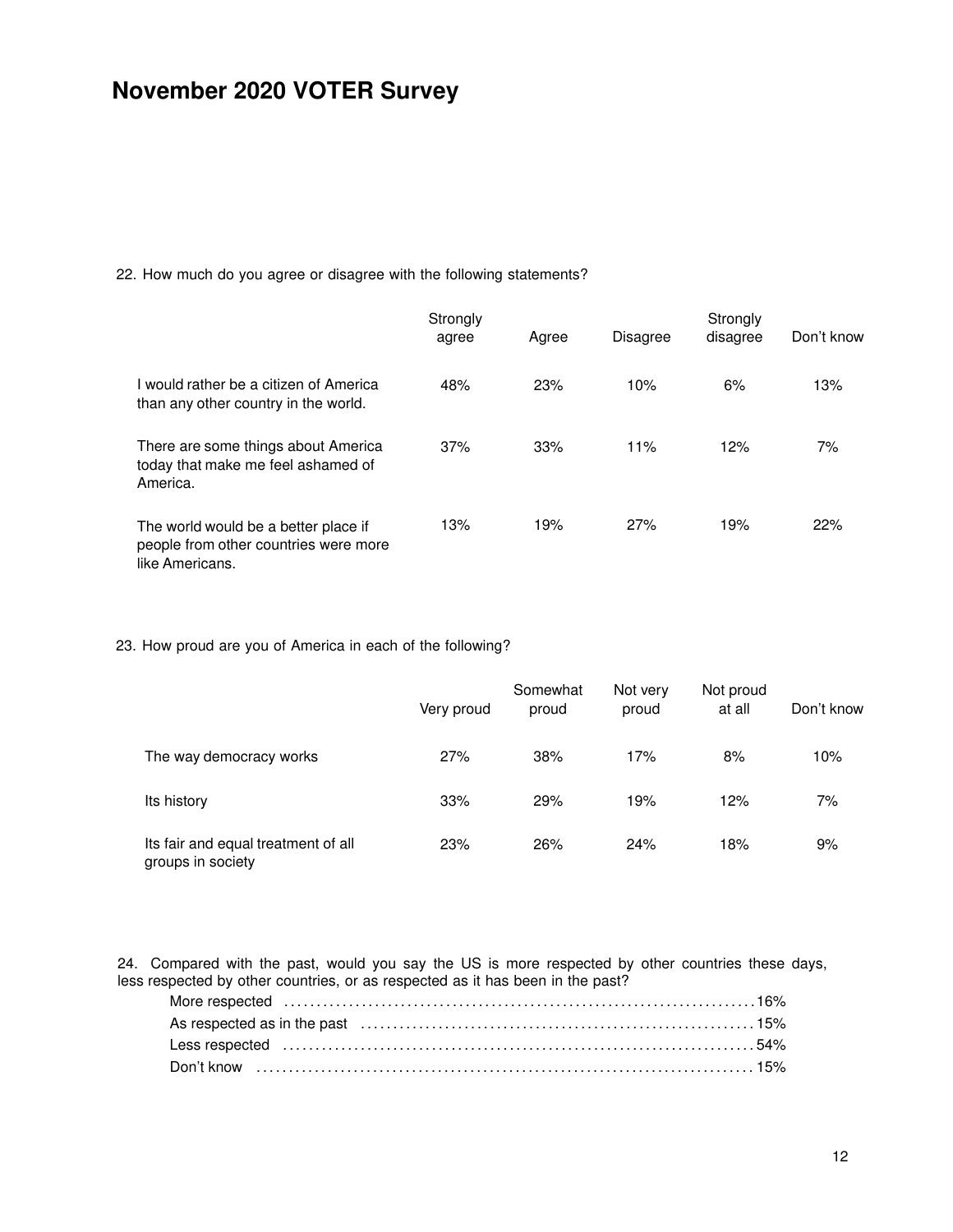# November 2020 VOTER Survey

22. How much do you agree or disagree with the following statements?

| | Strongly agree | Agree | Disagree | Strongly disagree | Don't know |
|---|---|---|---|---|---|
| I would rather be a citizen of America than any other country in the world. | 48% | 23% | 10% | 6% | 13% |
| There are some things about America today that make me feel ashamed of America. | 37% | 33% | 11% | 12% | 7% |
| The world would be a better place if people from other countries were more like Americans. | 13% | 19% | 27% | 19% | 22% |

23. How proud are you of America in each of the following?

| | Very proud | Somewhat proud | Not very proud | Not proud at all | Don't know |
|---|---|---|---|---|---|
| The way democracy works | 27% | 38% | 17% | 8% | 10% |
| Its history | 33% | 29% | 19% | 12% | 7% |
| Its fair and equal treatment of all groups in society | 23% | 26% | 24% | 18% | 9% |

24. Compared with the past, would you say the US is more respected by other countries these days, less respected by other countries, or as respected as it has been in the past?

| | |
|---|---|
| More respected | 16% |
| As respected as in the past | 15% |
| Less respected | 54% |
| Don't know | 15% |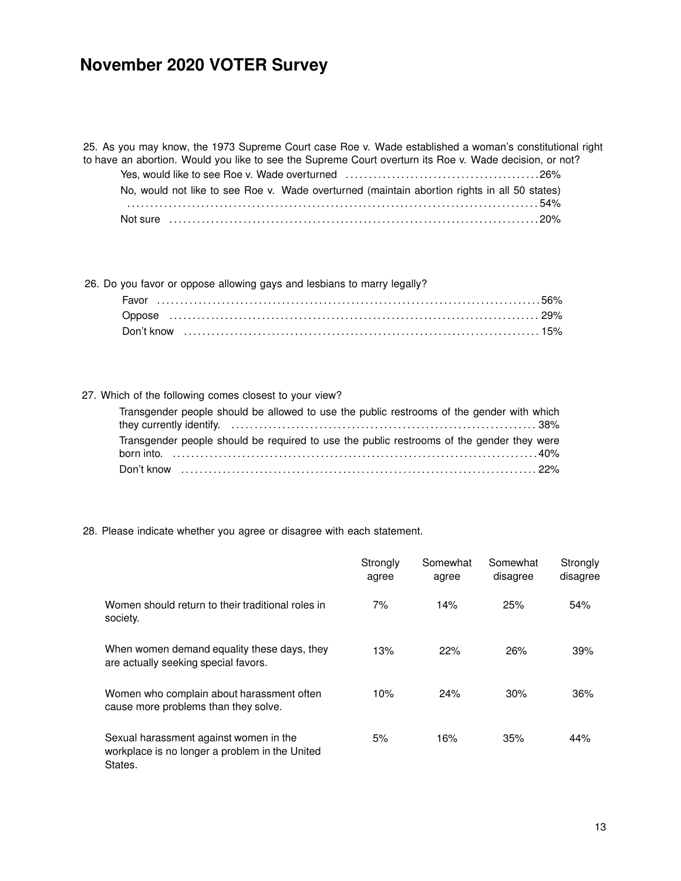# November 2020 VOTER Survey

25. As you may know, the 1973 Supreme Court case Roe v. Wade established a woman's constitutional right to have an abortion. Would you like to see the Supreme Court overturn its Roe v. Wade decision, or not?

- Yes, would like to see Roe v. Wade overturned ........................................ 26%
- No, would not like to see Roe v. Wade overturned (maintain abortion rights in all 50 states) ........................................ 54%
- Not sure ........................................ 20%

26. Do you favor or oppose allowing gays and lesbians to marry legally?

- Favor ........................................ 56%
- Oppose ........................................ 29%
- Don't know ........................................ 15%

27. Which of the following comes closest to your view?

- Transgender people should be allowed to use the public restrooms of the gender with which they currently identify. ........................................ 38%
- Transgender people should be required to use the public restrooms of the gender they were born into. ........................................ 40%
- Don't know ........................................ 22%

28. Please indicate whether you agree or disagree with each statement.

| | Strongly agree | Somewhat agree | Somewhat disagree | Strongly disagree |
|---|---|---|---|---|
| Women should return to their traditional roles in society. | 7% | 14% | 25% | 54% |
| When women demand equality these days, they are actually seeking special favors. | 13% | 22% | 26% | 39% |
| Women who complain about harassment often cause more problems than they solve. | 10% | 24% | 30% | 36% |
| Sexual harassment against women in the workplace is no longer a problem in the United States. | 5% | 16% | 35% | 44% |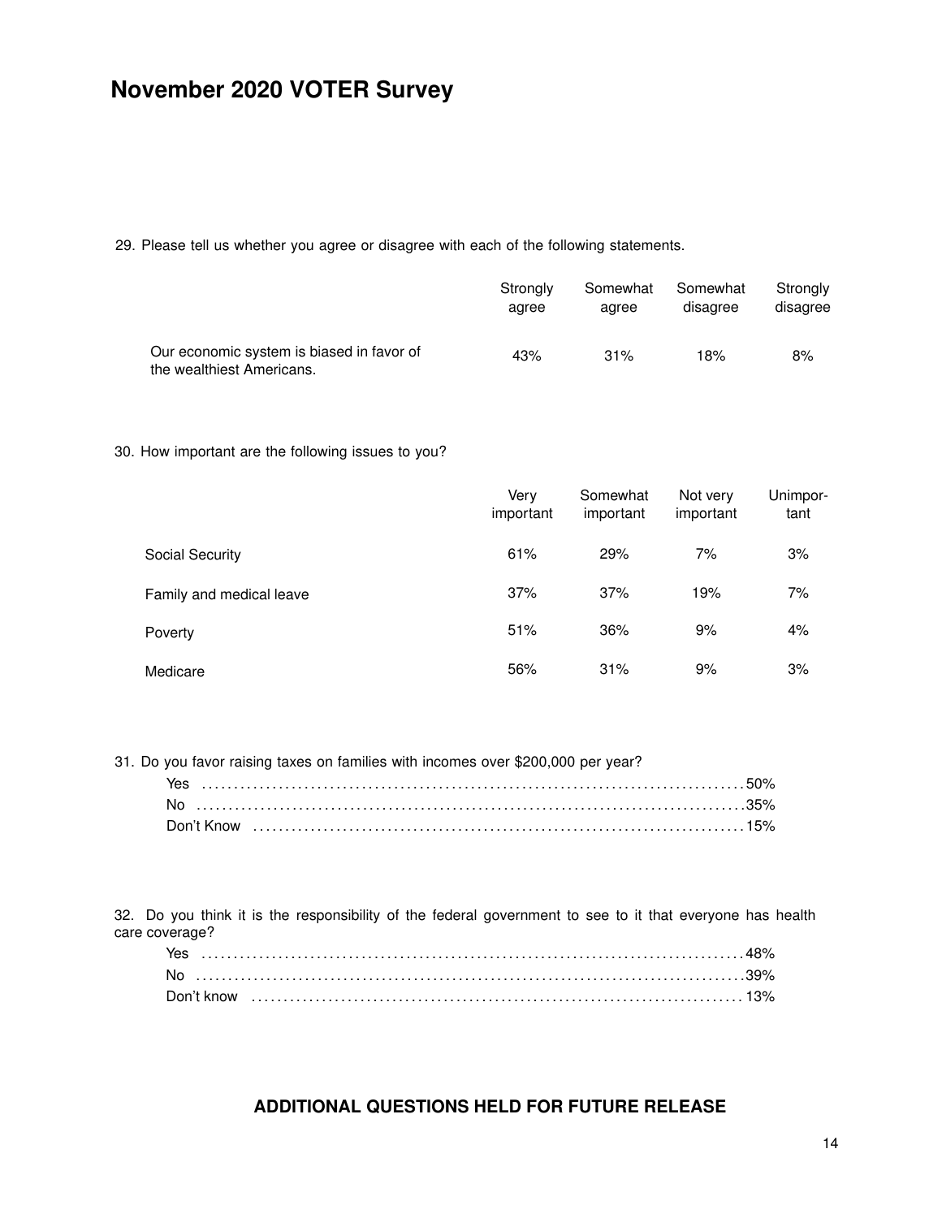## November 2020 VOTER Survey

29. Please tell us whether you agree or disagree with each of the following statements.

| | Strongly agree | Somewhat agree | Somewhat disagree | Strongly disagree |
|---|---|---|---|---|
| Our economic system is biased in favor of the wealthiest Americans. | 43% | 31% | 18% | 8% |

30. How important are the following issues to you?

| | Very important | Somewhat important | Not very important | Unimpor-tant |
|---|---|---|---|---|
| Social Security | 61% | 29% | 7% | 3% |
| Family and medical leave | 37% | 37% | 19% | 7% |
| Poverty | 51% | 36% | 9% | 4% |
| Medicare | 56% | 31% | 9% | 3% |

31. Do you favor raising taxes on families with incomes over $200,000 per year?

- Yes ........ 50%
- No ........ 35%
- Don't Know ........ 15%

32. Do you think it is the responsibility of the federal government to see to it that everyone has health care coverage?

- Yes ........ 48%
- No ........ 39%
- Don't know ........ 13%

**ADDITIONAL QUESTIONS HELD FOR FUTURE RELEASE**